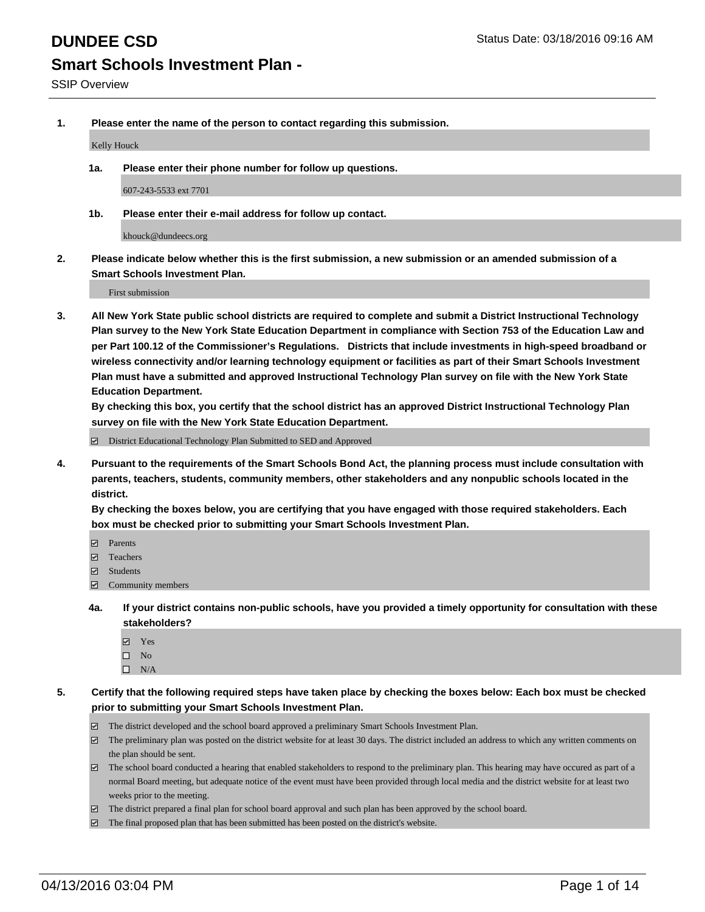# DUNDEE CSD

Status Date: 03/18/2016 09:16 AM

## Smart Schools Investment Plan -

SSIP Overview

**1. Please enter the name of the person to contact regarding this submission.**

Kelly Houck

**1a. Please enter their phone number for follow up questions.**

607-243-5533 ext 7701

**1b. Please enter their e-mail address for follow up contact.**

khouck@dundeecs.org

**2. Please indicate below whether this is the first submission, a new submission or an amended submission of a Smart Schools Investment Plan.**

First submission

**3. All New York State public school districts are required to complete and submit a District Instructional Technology Plan survey to the New York State Education Department in compliance with Section 753 of the Education Law and per Part 100.12 of the Commissioner's Regulations. Districts that include investments in high-speed broadband or wireless connectivity and/or learning technology equipment or facilities as part of their Smart Schools Investment Plan must have a submitted and approved Instructional Technology Plan survey on file with the New York State Education Department.**
**By checking this box, you certify that the school district has an approved District Instructional Technology Plan survey on file with the New York State Education Department.**

- ☑ District Educational Technology Plan Submitted to SED and Approved

**4. Pursuant to the requirements of the Smart Schools Bond Act, the planning process must include consultation with parents, teachers, students, community members, other stakeholders and any nonpublic schools located in the district.**
**By checking the boxes below, you are certifying that you have engaged with those required stakeholders. Each box must be checked prior to submitting your Smart Schools Investment Plan.**

- ☑ Parents
- ☑ Teachers
- ☑ Students
- ☑ Community members

**4a. If your district contains non-public schools, have you provided a timely opportunity for consultation with these stakeholders?**

- ☑ Yes
- ☐ No
- ☐ N/A

**5. Certify that the following required steps have taken place by checking the boxes below: Each box must be checked prior to submitting your Smart Schools Investment Plan.**

- ☑ The district developed and the school board approved a preliminary Smart Schools Investment Plan.
- ☑ The preliminary plan was posted on the district website for at least 30 days. The district included an address to which any written comments on the plan should be sent.
- ☑ The school board conducted a hearing that enabled stakeholders to respond to the preliminary plan. This hearing may have occured as part of a normal Board meeting, but adequate notice of the event must have been provided through local media and the district website for at least two weeks prior to the meeting.
- ☑ The district prepared a final plan for school board approval and such plan has been approved by the school board.
- ☑ The final proposed plan that has been submitted has been posted on the district's website.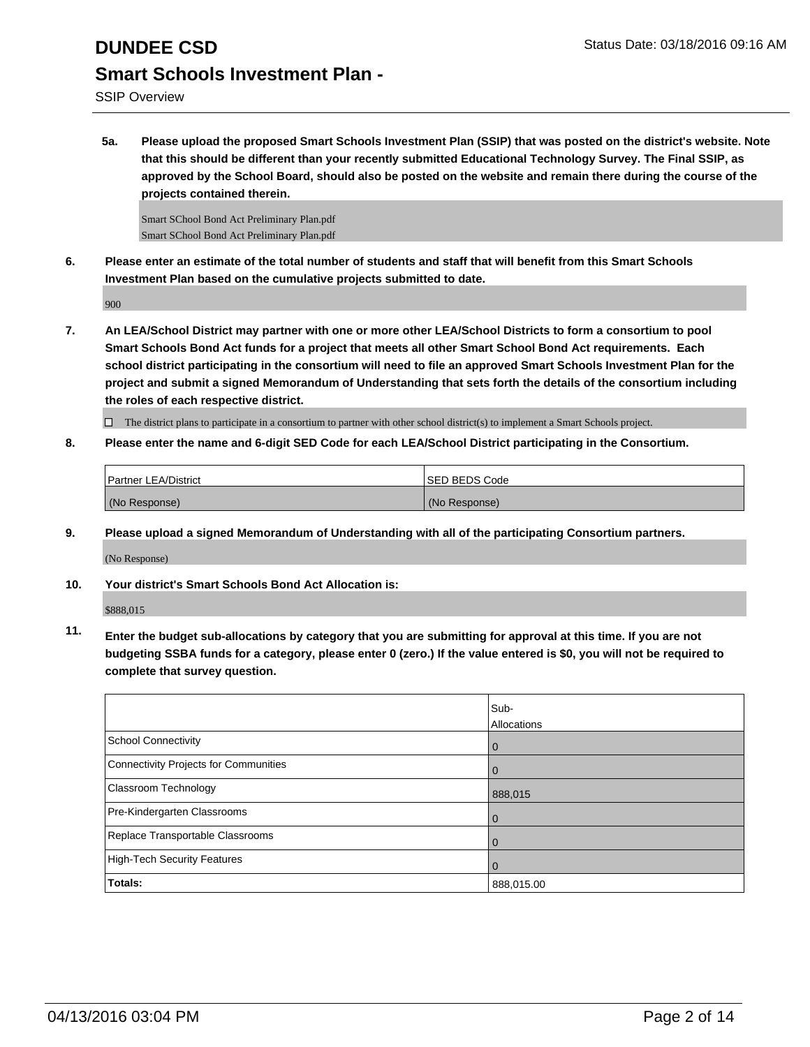# DUNDEE CSD

Status Date: 03/18/2016 09:16 AM

## Smart Schools Investment Plan -

SSIP Overview

**5a. Please upload the proposed Smart Schools Investment Plan (SSIP) that was posted on the district's website. Note that this should be different than your recently submitted Educational Technology Survey. The Final SSIP, as approved by the School Board, should also be posted on the website and remain there during the course of the projects contained therein.**

Smart SChool Bond Act Preliminary Plan.pdf
Smart SChool Bond Act Preliminary Plan.pdf

**6. Please enter an estimate of the total number of students and staff that will benefit from this Smart Schools Investment Plan based on the cumulative projects submitted to date.**

900

**7. An LEA/School District may partner with one or more other LEA/School Districts to form a consortium to pool Smart Schools Bond Act funds for a project that meets all other Smart School Bond Act requirements. Each school district participating in the consortium will need to file an approved Smart Schools Investment Plan for the project and submit a signed Memorandum of Understanding that sets forth the details of the consortium including the roles of each respective district.**

☐ The district plans to participate in a consortium to partner with other school district(s) to implement a Smart Schools project.

**8. Please enter the name and 6-digit SED Code for each LEA/School District participating in the Consortium.**

| Partner LEA/District | SED BEDS Code |
| --- | --- |
| (No Response) | (No Response) |

**9. Please upload a signed Memorandum of Understanding with all of the participating Consortium partners.**

(No Response)

**10. Your district's Smart Schools Bond Act Allocation is:**

$888,015

**11. Enter the budget sub-allocations by category that you are submitting for approval at this time. If you are not budgeting SSBA funds for a category, please enter 0 (zero.) If the value entered is $0, you will not be required to complete that survey question.**

| | Sub-Allocations |
| --- | --- |
| School Connectivity | 0 |
| Connectivity Projects for Communities | 0 |
| Classroom Technology | 888,015 |
| Pre-Kindergarten Classrooms | 0 |
| Replace Transportable Classrooms | 0 |
| High-Tech Security Features | 0 |
| **Totals:** | 888,015.00 |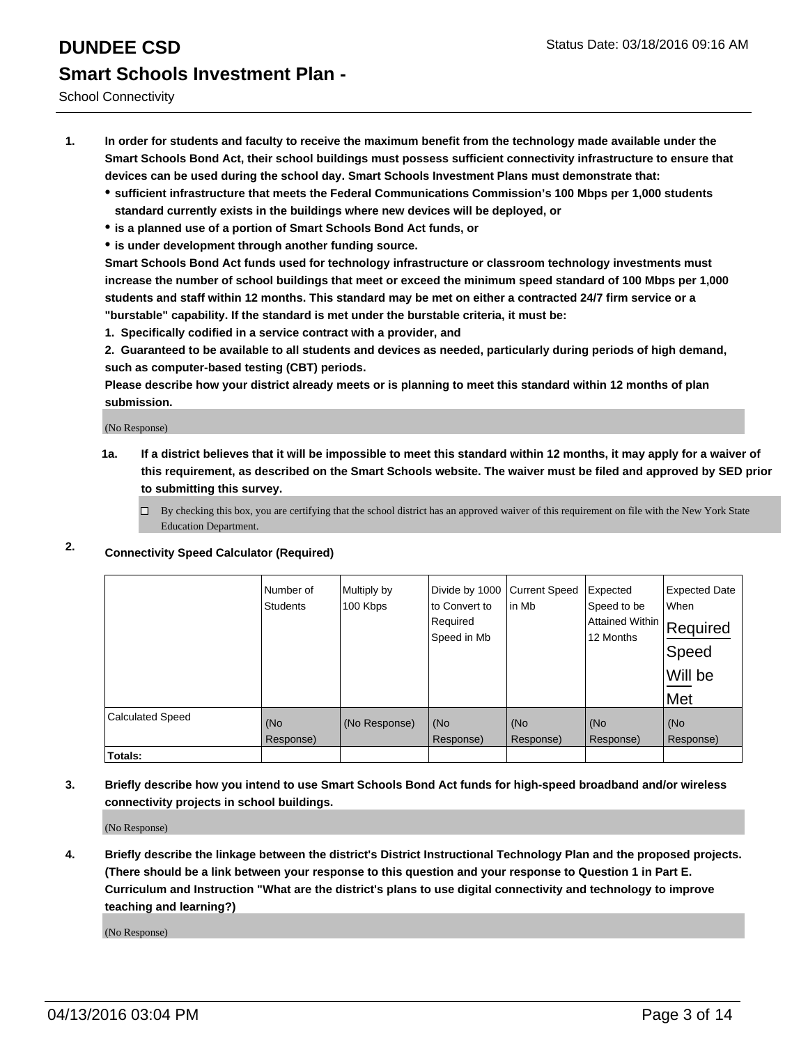# DUNDEE CSD

Status Date: 03/18/2016 09:16 AM

## Smart Schools Investment Plan -

School Connectivity

1. **In order for students and faculty to receive the maximum benefit from the technology made available under the Smart Schools Bond Act, their school buildings must possess sufficient connectivity infrastructure to ensure that devices can be used during the school day. Smart Schools Investment Plans must demonstrate that:**
   - **sufficient infrastructure that meets the Federal Communications Commission's 100 Mbps per 1,000 students standard currently exists in the buildings where new devices will be deployed, or**
   - **is a planned use of a portion of Smart Schools Bond Act funds, or**
   - **is under development through another funding source.**

   **Smart Schools Bond Act funds used for technology infrastructure or classroom technology investments must increase the number of school buildings that meet or exceed the minimum speed standard of 100 Mbps per 1,000 students and staff within 12 months. This standard may be met on either a contracted 24/7 firm service or a "burstable" capability. If the standard is met under the burstable criteria, it must be:**

   **1. Specifically codified in a service contract with a provider, and**

   **2. Guaranteed to be available to all students and devices as needed, particularly during periods of high demand, such as computer-based testing (CBT) periods.**

   **Please describe how your district already meets or is planning to meet this standard within 12 months of plan submission.**

   (No Response)

   **1a. If a district believes that it will be impossible to meet this standard within 12 months, it may apply for a waiver of this requirement, as described on the Smart Schools website. The waiver must be filed and approved by SED prior to submitting this survey.**

   ☐ By checking this box, you are certifying that the school district has an approved waiver of this requirement on file with the New York State Education Department.

2. **Connectivity Speed Calculator (Required)**

| | Number of Students | Multiply by 100 Kbps | Divide by 1000 to Convert to Required Speed in Mb | Current Speed in Mb | Expected Speed to be Attained Within 12 Months | Expected Date When Required Speed Will be Met |
|---|---|---|---|---|---|---|
| Calculated Speed | (No Response) | (No Response) | (No Response) | (No Response) | (No Response) | (No Response) |
| **Totals:** | | | | | | |

3. **Briefly describe how you intend to use Smart Schools Bond Act funds for high-speed broadband and/or wireless connectivity projects in school buildings.**

   (No Response)

4. **Briefly describe the linkage between the district's District Instructional Technology Plan and the proposed projects. (There should be a link between your response to this question and your response to Question 1 in Part E. Curriculum and Instruction "What are the district's plans to use digital connectivity and technology to improve teaching and learning?)**

   (No Response)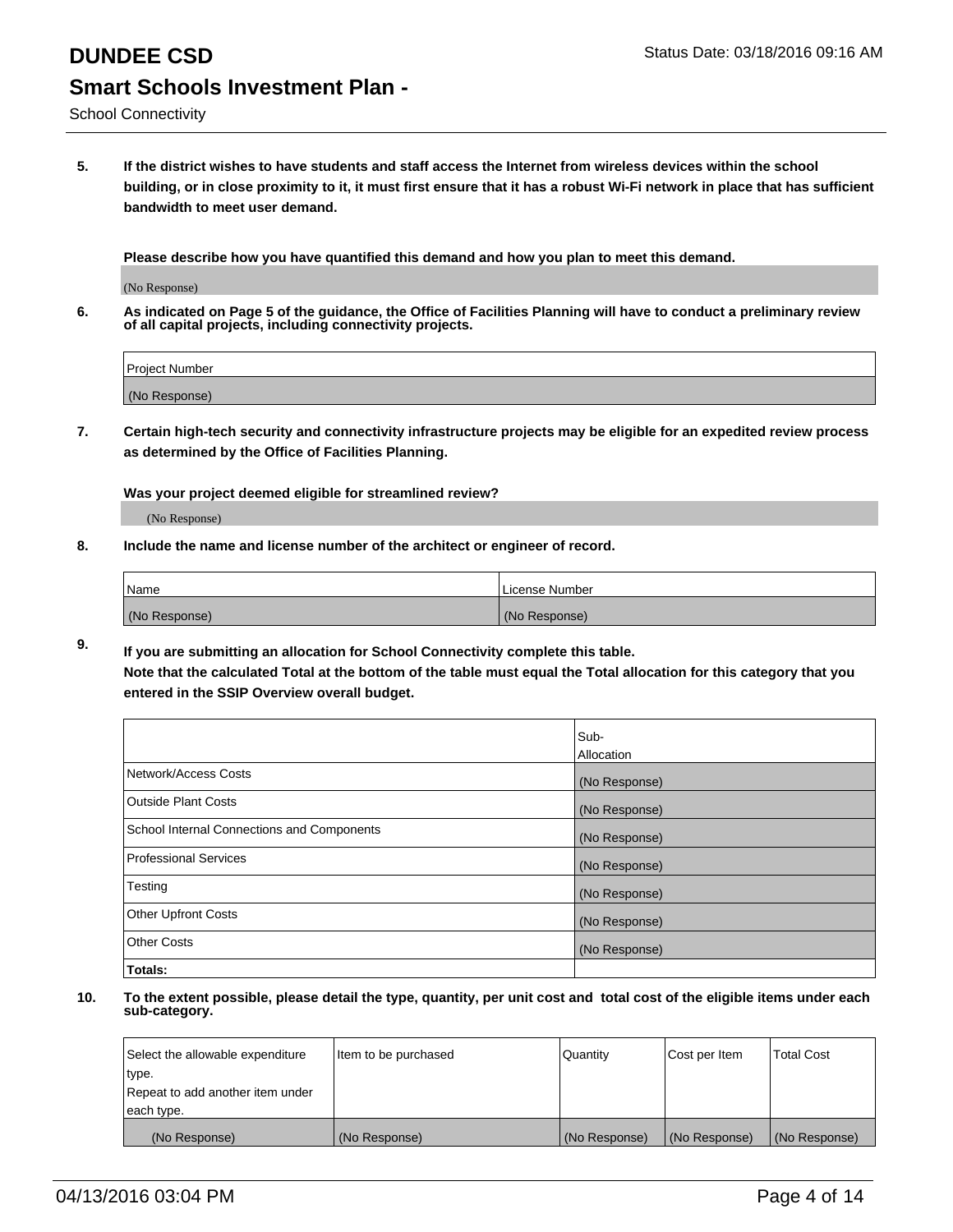# DUNDEE CSD

Status Date: 03/18/2016 09:16 AM

## Smart Schools Investment Plan -

School Connectivity

**5. If the district wishes to have students and staff access the Internet from wireless devices within the school building, or in close proximity to it, it must first ensure that it has a robust Wi-Fi network in place that has sufficient bandwidth to meet user demand.**

**Please describe how you have quantified this demand and how you plan to meet this demand.**

(No Response)

**6. As indicated on Page 5 of the guidance, the Office of Facilities Planning will have to conduct a preliminary review of all capital projects, including connectivity projects.**

| Project Number |
|---|
| (No Response) |

**7. Certain high-tech security and connectivity infrastructure projects may be eligible for an expedited review process as determined by the Office of Facilities Planning.**

**Was your project deemed eligible for streamlined review?**

(No Response)

**8. Include the name and license number of the architect or engineer of record.**

| Name | License Number |
|---|---|
| (No Response) | (No Response) |

**9. If you are submitting an allocation for School Connectivity complete this table. Note that the calculated Total at the bottom of the table must equal the Total allocation for this category that you entered in the SSIP Overview overall budget.**

| | Sub-Allocation |
|---|---|
| Network/Access Costs | (No Response) |
| Outside Plant Costs | (No Response) |
| School Internal Connections and Components | (No Response) |
| Professional Services | (No Response) |
| Testing | (No Response) |
| Other Upfront Costs | (No Response) |
| Other Costs | (No Response) |
| **Totals:** | |

**10. To the extent possible, please detail the type, quantity, per unit cost and total cost of the eligible items under each sub-category.**

| Select the allowable expenditure type. Repeat to add another item under each type. | Item to be purchased | Quantity | Cost per Item | Total Cost |
|---|---|---|---|---|
| (No Response) | (No Response) | (No Response) | (No Response) | (No Response) |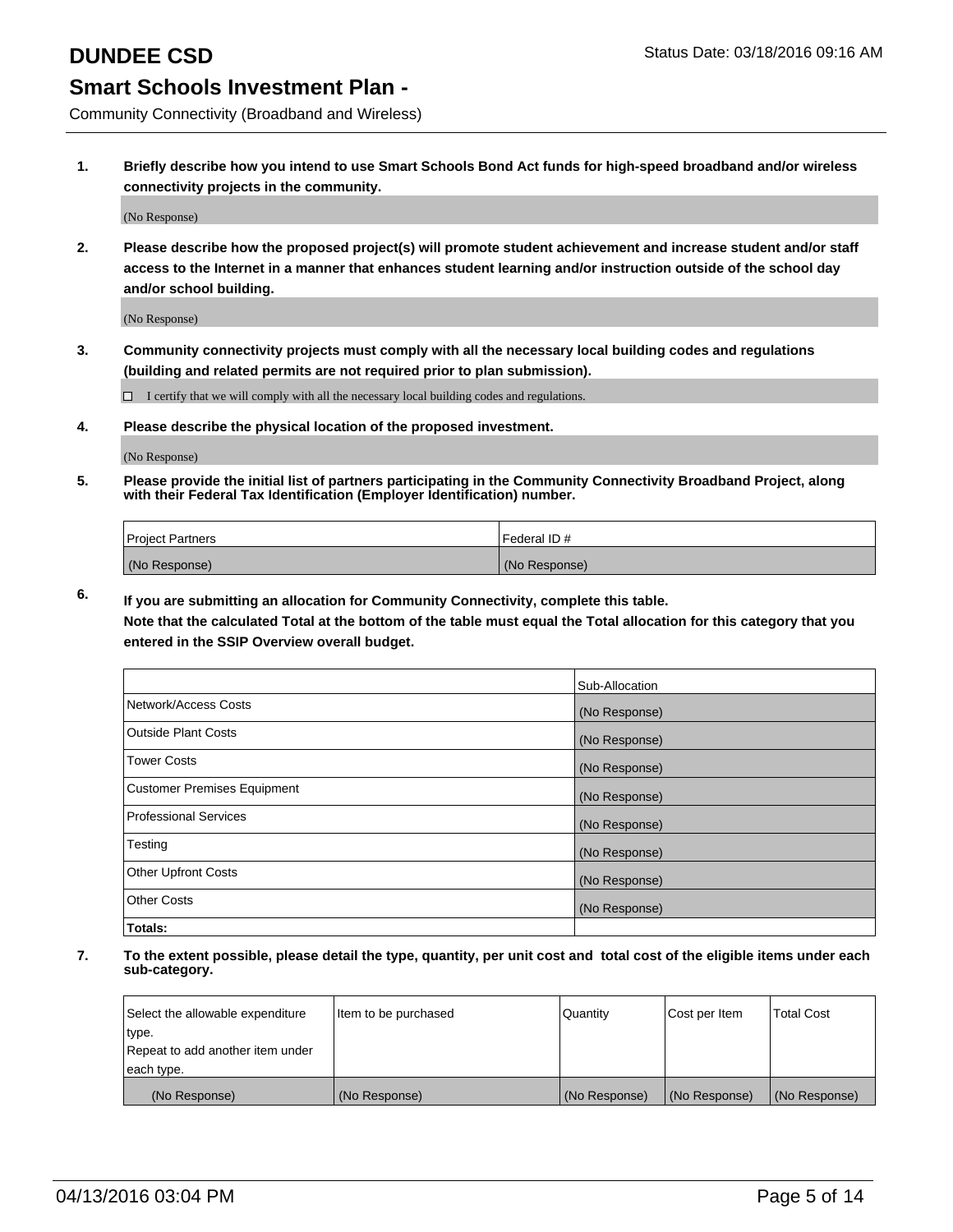# DUNDEE CSD

Status Date: 03/18/2016 09:16 AM

## Smart Schools Investment Plan -

Community Connectivity (Broadband and Wireless)

1. **Briefly describe how you intend to use Smart Schools Bond Act funds for high-speed broadband and/or wireless connectivity projects in the community.**

   (No Response)

2. **Please describe how the proposed project(s) will promote student achievement and increase student and/or staff access to the Internet in a manner that enhances student learning and/or instruction outside of the school day and/or school building.**

   (No Response)

3. **Community connectivity projects must comply with all the necessary local building codes and regulations (building and related permits are not required prior to plan submission).**

   ☐ I certify that we will comply with all the necessary local building codes and regulations.

4. **Please describe the physical location of the proposed investment.**

   (No Response)

5. **Please provide the initial list of partners participating in the Community Connectivity Broadband Project, along with their Federal Tax Identification (Employer Identification) number.**

| Project Partners | Federal ID # |
| --- | --- |
| (No Response) | (No Response) |

6. **If you are submitting an allocation for Community Connectivity, complete this table.**
   **Note that the calculated Total at the bottom of the table must equal the Total allocation for this category that you entered in the SSIP Overview overall budget.**

| | Sub-Allocation |
| --- | --- |
| Network/Access Costs | (No Response) |
| Outside Plant Costs | (No Response) |
| Tower Costs | (No Response) |
| Customer Premises Equipment | (No Response) |
| Professional Services | (No Response) |
| Testing | (No Response) |
| Other Upfront Costs | (No Response) |
| Other Costs | (No Response) |
| **Totals:** | |

7. **To the extent possible, please detail the type, quantity, per unit cost and total cost of the eligible items under each sub-category.**

| Select the allowable expenditure type. Repeat to add another item under each type. | Item to be purchased | Quantity | Cost per Item | Total Cost |
| --- | --- | --- | --- | --- |
| (No Response) | (No Response) | (No Response) | (No Response) | (No Response) |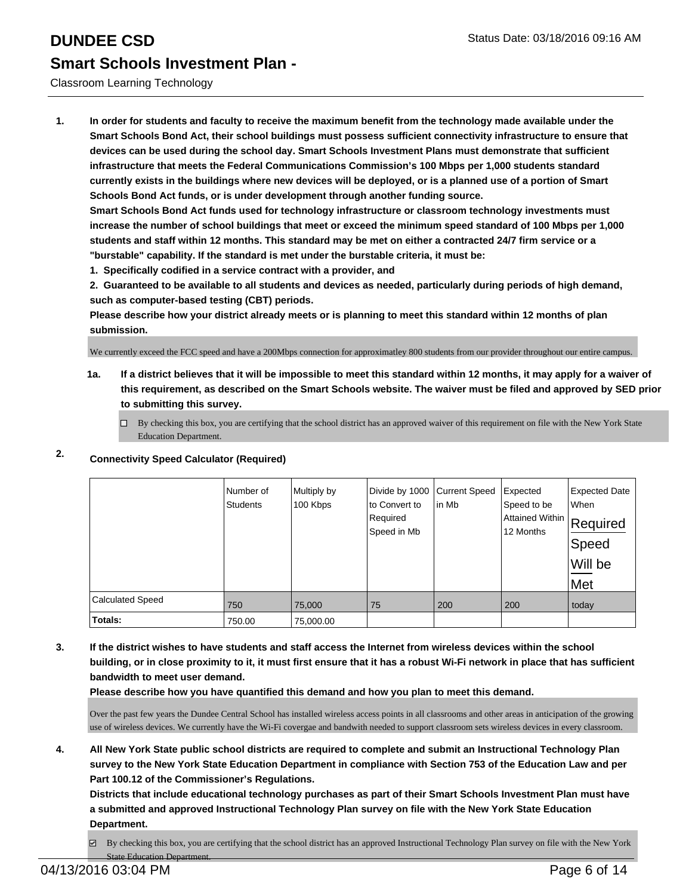# DUNDEE CSD

## Smart Schools Investment Plan -

Classroom Learning Technology

Status Date: 03/18/2016 09:16 AM

**1. In order for students and faculty to receive the maximum benefit from the technology made available under the Smart Schools Bond Act, their school buildings must possess sufficient connectivity infrastructure to ensure that devices can be used during the school day. Smart Schools Investment Plans must demonstrate that sufficient infrastructure that meets the Federal Communications Commission's 100 Mbps per 1,000 students standard currently exists in the buildings where new devices will be deployed, or is a planned use of a portion of Smart Schools Bond Act funds, or is under development through another funding source.**

**Smart Schools Bond Act funds used for technology infrastructure or classroom technology investments must increase the number of school buildings that meet or exceed the minimum speed standard of 100 Mbps per 1,000 students and staff within 12 months. This standard may be met on either a contracted 24/7 firm service or a "burstable" capability. If the standard is met under the burstable criteria, it must be:**

**1. Specifically codified in a service contract with a provider, and**

**2. Guaranteed to be available to all students and devices as needed, particularly during periods of high demand, such as computer-based testing (CBT) periods.**

**Please describe how your district already meets or is planning to meet this standard within 12 months of plan submission.**

We currently exceed the FCC speed and have a 200Mbps connection for approximatley 800 students from our provider throughout our entire campus.

**1a. If a district believes that it will be impossible to meet this standard within 12 months, it may apply for a waiver of this requirement, as described on the Smart Schools website. The waiver must be filed and approved by SED prior to submitting this survey.**

☐ By checking this box, you are certifying that the school district has an approved waiver of this requirement on file with the New York State Education Department.

**2. Connectivity Speed Calculator (Required)**

| | Number of Students | Multiply by 100 Kbps | Divide by 1000 to Convert to Required Speed in Mb | Current Speed in Mb | Expected Speed to be Attained Within 12 Months | Expected Date When Required Speed Will be Met |
|---|---|---|---|---|---|---|
| Calculated Speed | 750 | 75,000 | 75 | 200 | 200 | today |
| **Totals:** | 750.00 | 75,000.00 | | | | |

**3. If the district wishes to have students and staff access the Internet from wireless devices within the school building, or in close proximity to it, it must first ensure that it has a robust Wi-Fi network in place that has sufficient bandwidth to meet user demand.**

**Please describe how you have quantified this demand and how you plan to meet this demand.**

Over the past few years the Dundee Central School has installed wireless access points in all classrooms and other areas in anticipation of the growing use of wireless devices. We currently have the Wi-Fi covergae and bandwith needed to support classroom sets wireless devices in every classroom.

**4. All New York State public school districts are required to complete and submit an Instructional Technology Plan survey to the New York State Education Department in compliance with Section 753 of the Education Law and per Part 100.12 of the Commissioner's Regulations.**

**Districts that include educational technology purchases as part of their Smart Schools Investment Plan must have a submitted and approved Instructional Technology Plan survey on file with the New York State Education Department.**

☑ By checking this box, you are certifying that the school district has an approved Instructional Technology Plan survey on file with the New York State Education Department.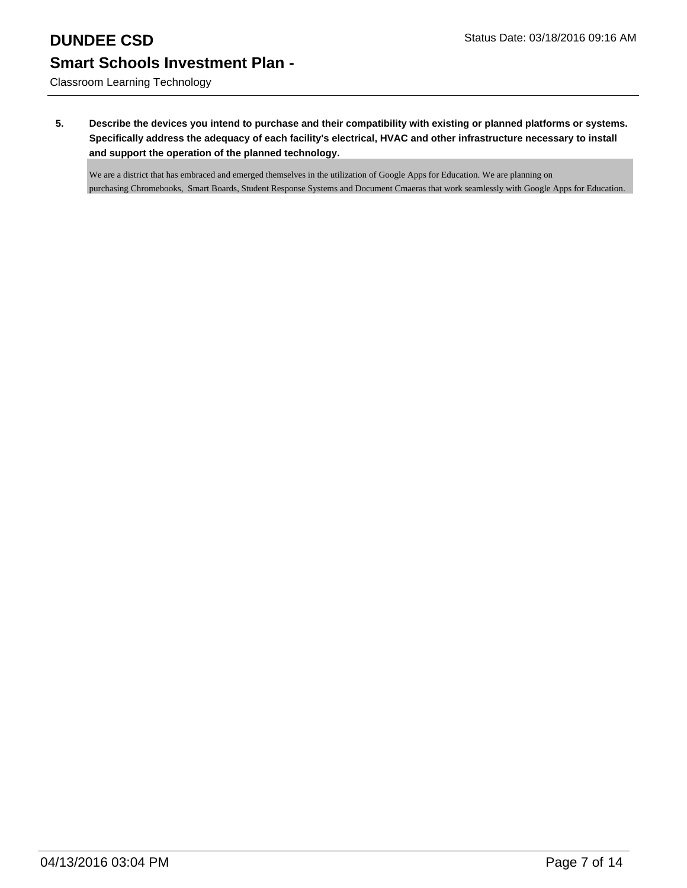**5. Describe the devices you intend to purchase and their compatibility with existing or planned platforms or systems. Specifically address the adequacy of each facility's electrical, HVAC and other infrastructure necessary to install and support the operation of the planned technology.**

We are a district that has embraced and emerged themselves in the utilization of Google Apps for Education. We are planning on purchasing Chromebooks, Smart Boards, Student Response Systems and Document Cmaeras that work seamlessly with Google Apps for Education.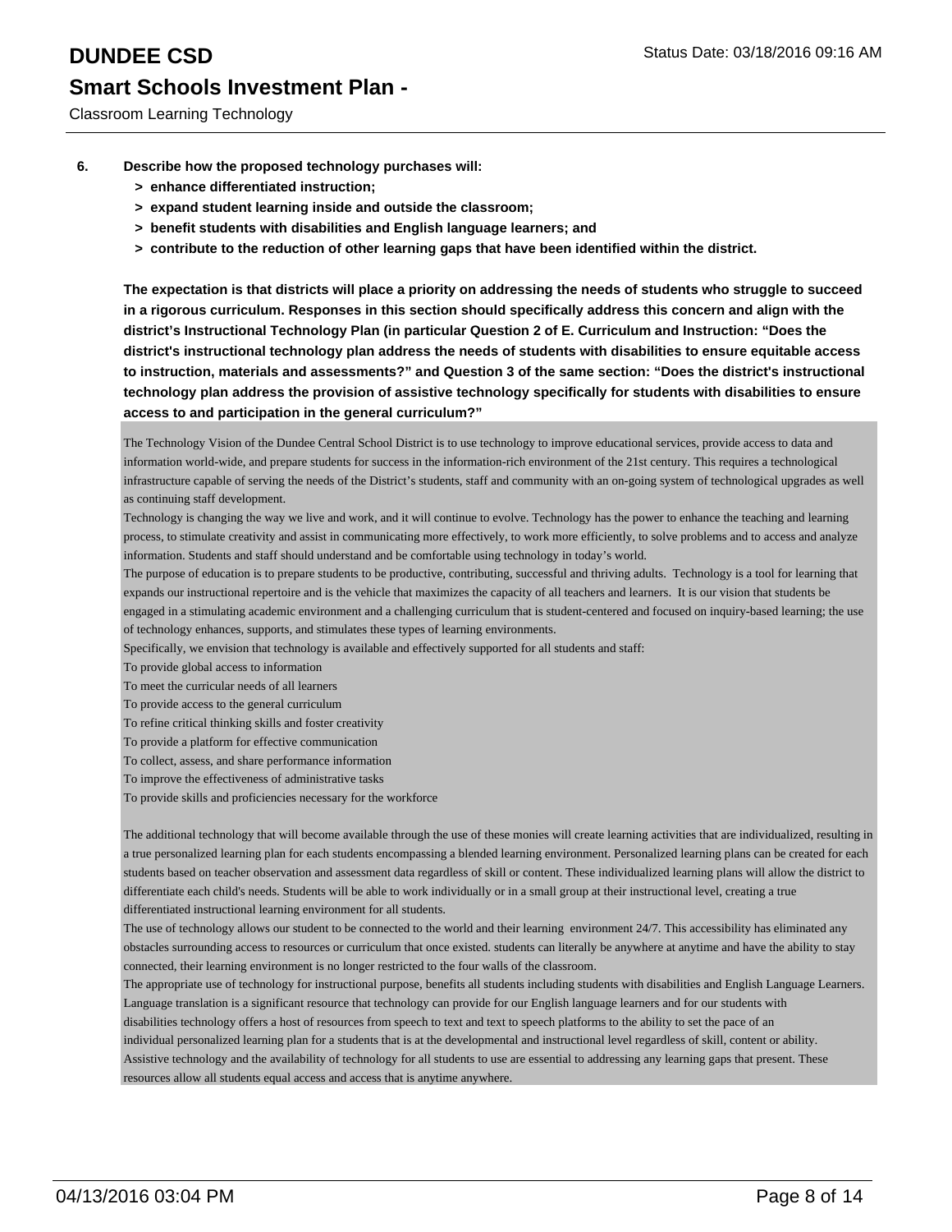**6. Describe how the proposed technology purchases will:**

- **> enhance differentiated instruction;**
- **> expand student learning inside and outside the classroom;**
- **> benefit students with disabilities and English language learners; and**
- **> contribute to the reduction of other learning gaps that have been identified within the district.**

**The expectation is that districts will place a priority on addressing the needs of students who struggle to succeed in a rigorous curriculum. Responses in this section should specifically address this concern and align with the district's Instructional Technology Plan (in particular Question 2 of E. Curriculum and Instruction: "Does the district's instructional technology plan address the needs of students with disabilities to ensure equitable access to instruction, materials and assessments?" and Question 3 of the same section: "Does the district's instructional technology plan address the provision of assistive technology specifically for students with disabilities to ensure access to and participation in the general curriculum?"**

The Technology Vision of the Dundee Central School District is to use technology to improve educational services, provide access to data and information world-wide, and prepare students for success in the information-rich environment of the 21st century. This requires a technological infrastructure capable of serving the needs of the District's students, staff and community with an on-going system of technological upgrades as well as continuing staff development.

Technology is changing the way we live and work, and it will continue to evolve. Technology has the power to enhance the teaching and learning process, to stimulate creativity and assist in communicating more effectively, to work more efficiently, to solve problems and to access and analyze information. Students and staff should understand and be comfortable using technology in today's world.

The purpose of education is to prepare students to be productive, contributing, successful and thriving adults. Technology is a tool for learning that expands our instructional repertoire and is the vehicle that maximizes the capacity of all teachers and learners. It is our vision that students be engaged in a stimulating academic environment and a challenging curriculum that is student-centered and focused on inquiry-based learning; the use of technology enhances, supports, and stimulates these types of learning environments.

Specifically, we envision that technology is available and effectively supported for all students and staff:

To provide global access to information

To meet the curricular needs of all learners

To provide access to the general curriculum

To refine critical thinking skills and foster creativity

To provide a platform for effective communication

To collect, assess, and share performance information

To improve the effectiveness of administrative tasks

To provide skills and proficiencies necessary for the workforce

The additional technology that will become available through the use of these monies will create learning activities that are individualized, resulting in a true personalized learning plan for each students encompassing a blended learning environment. Personalized learning plans can be created for each students based on teacher observation and assessment data regardless of skill or content. These individualized learning plans will allow the district to differentiate each child's needs. Students will be able to work individually or in a small group at their instructional level, creating a true differentiated instructional learning environment for all students.

The use of technology allows our student to be connected to the world and their learning environment 24/7. This accessibility has eliminated any obstacles surrounding access to resources or curriculum that once existed. students can literally be anywhere at anytime and have the ability to stay connected, their learning environment is no longer restricted to the four walls of the classroom.

The appropriate use of technology for instructional purpose, benefits all students including students with disabilities and English Language Learners. Language translation is a significant resource that technology can provide for our English language learners and for our students with disabilities technology offers a host of resources from speech to text and text to speech platforms to the ability to set the pace of an individual personalized learning plan for a students that is at the developmental and instructional level regardless of skill, content or ability. Assistive technology and the availability of technology for all students to use are essential to addressing any learning gaps that present. These resources allow all students equal access and access that is anytime anywhere.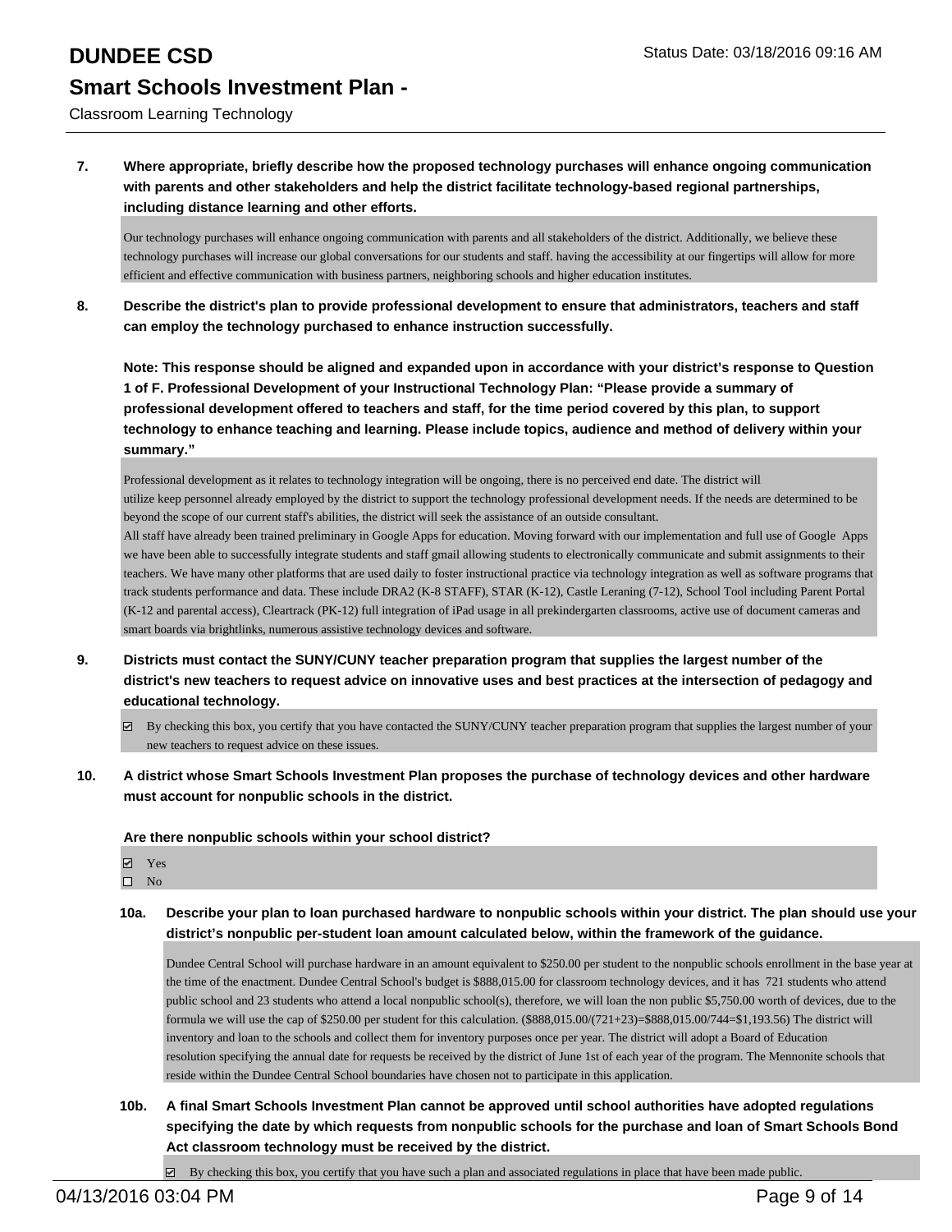# DUNDEE CSD

## Smart Schools Investment Plan -

Classroom Learning Technology

Status Date: 03/18/2016 09:16 AM

**7. Where appropriate, briefly describe how the proposed technology purchases will enhance ongoing communication with parents and other stakeholders and help the district facilitate technology-based regional partnerships, including distance learning and other efforts.**

Our technology purchases will enhance ongoing communication with parents and all stakeholders of the district. Additionally, we believe these technology purchases will increase our global conversations for our students and staff. having the accessibility at our fingertips will allow for more efficient and effective communication with business partners, neighboring schools and higher education institutes.

**8. Describe the district's plan to provide professional development to ensure that administrators, teachers and staff can employ the technology purchased to enhance instruction successfully.**

**Note: This response should be aligned and expanded upon in accordance with your district's response to Question 1 of F. Professional Development of your Instructional Technology Plan: "Please provide a summary of professional development offered to teachers and staff, for the time period covered by this plan, to support technology to enhance teaching and learning. Please include topics, audience and method of delivery within your summary."**

Professional development as it relates to technology integration will be ongoing, there is no perceived end date. The district will utilize keep personnel already employed by the district to support the technology professional development needs. If the needs are determined to be beyond the scope of our current staff's abilities, the district will seek the assistance of an outside consultant.
All staff have already been trained preliminary in Google Apps for education. Moving forward with our implementation and full use of Google Apps we have been able to successfully integrate students and staff gmail allowing students to electronically communicate and submit assignments to their teachers. We have many other platforms that are used daily to foster instructional practice via technology integration as well as software programs that track students performance and data. These include DRA2 (K-8 STAFF), STAR (K-12), Castle Leraning (7-12), School Tool including Parent Portal (K-12 and parental access), Cleartrack (PK-12) full integration of iPad usage in all prekindergarten classrooms, active use of document cameras and smart boards via brightlinks, numerous assistive technology devices and software.

**9. Districts must contact the SUNY/CUNY teacher preparation program that supplies the largest number of the district's new teachers to request advice on innovative uses and best practices at the intersection of pedagogy and educational technology.**

☑ By checking this box, you certify that you have contacted the SUNY/CUNY teacher preparation program that supplies the largest number of your new teachers to request advice on these issues.

**10. A district whose Smart Schools Investment Plan proposes the purchase of technology devices and other hardware must account for nonpublic schools in the district.**

**Are there nonpublic schools within your school district?**

☑ Yes
☐ No

**10a. Describe your plan to loan purchased hardware to nonpublic schools within your district. The plan should use your district's nonpublic per-student loan amount calculated below, within the framework of the guidance.**

Dundee Central School will purchase hardware in an amount equivalent to $250.00 per student to the nonpublic schools enrollment in the base year at the time of the enactment. Dundee Central School's budget is $888,015.00 for classroom technology devices, and it has 721 students who attend public school and 23 students who attend a local nonpublic school(s), therefore, we will loan the non public $5,750.00 worth of devices, due to the formula we will use the cap of $250.00 per student for this calculation. ($888,015.00/(721+23)=$888,015.00/744=$1,193.56) The district will inventory and loan to the schools and collect them for inventory purposes once per year. The district will adopt a Board of Education resolution specifying the annual date for requests be received by the district of June 1st of each year of the program. The Mennonite schools that reside within the Dundee Central School boundaries have chosen not to participate in this application.

**10b. A final Smart Schools Investment Plan cannot be approved until school authorities have adopted regulations specifying the date by which requests from nonpublic schools for the purchase and loan of Smart Schools Bond Act classroom technology must be received by the district.**

☑ By checking this box, you certify that you have such a plan and associated regulations in place that have been made public.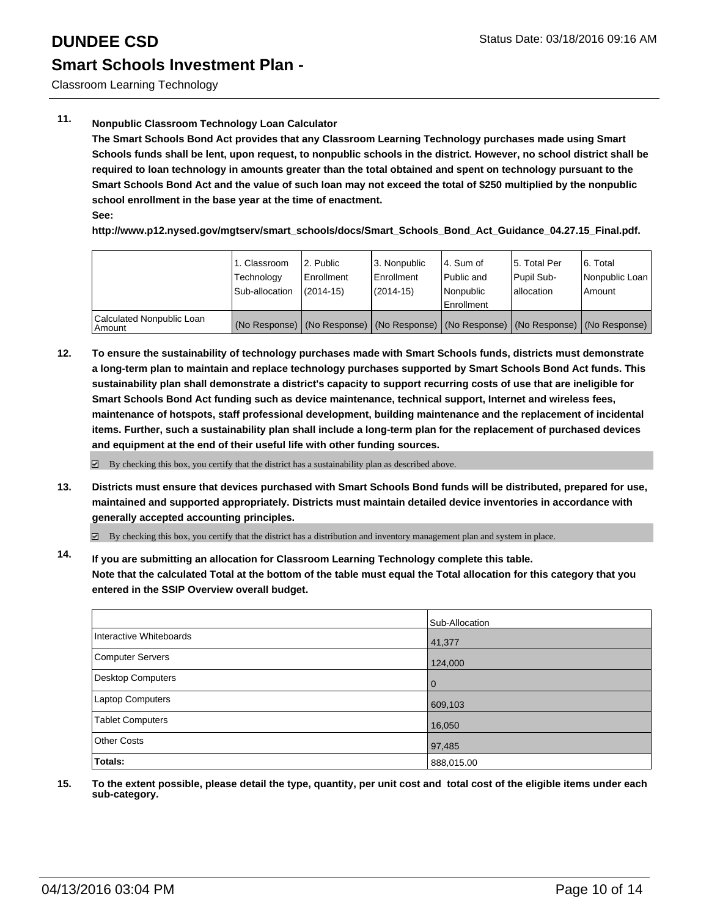# DUNDEE CSD

Status Date: 03/18/2016 09:16 AM

## Smart Schools Investment Plan -

Classroom Learning Technology

**11. Nonpublic Classroom Technology Loan Calculator**

**The Smart Schools Bond Act provides that any Classroom Learning Technology purchases made using Smart Schools funds shall be lent, upon request, to nonpublic schools in the district. However, no school district shall be required to loan technology in amounts greater than the total obtained and spent on technology pursuant to the Smart Schools Bond Act and the value of such loan may not exceed the total of $250 multiplied by the nonpublic school enrollment in the base year at the time of enactment.**

**See:**

**http://www.p12.nysed.gov/mgtserv/smart_schools/docs/Smart_Schools_Bond_Act_Guidance_04.27.15_Final.pdf.**

| | 1. Classroom Technology Sub-allocation | 2. Public Enrollment (2014-15) | 3. Nonpublic Enrollment (2014-15) | 4. Sum of Public and Nonpublic Enrollment | 5. Total Per Pupil Sub-allocation | 6. Total Nonpublic Loan Amount |
|---|---|---|---|---|---|---|
| Calculated Nonpublic Loan Amount | (No Response) | (No Response) | (No Response) | (No Response) | (No Response) | (No Response) |

**12. To ensure the sustainability of technology purchases made with Smart Schools funds, districts must demonstrate a long-term plan to maintain and replace technology purchases supported by Smart Schools Bond Act funds. This sustainability plan shall demonstrate a district's capacity to support recurring costs of use that are ineligible for Smart Schools Bond Act funding such as device maintenance, technical support, Internet and wireless fees, maintenance of hotspots, staff professional development, building maintenance and the replacement of incidental items. Further, such a sustainability plan shall include a long-term plan for the replacement of purchased devices and equipment at the end of their useful life with other funding sources.**

☑ By checking this box, you certify that the district has a sustainability plan as described above.

**13. Districts must ensure that devices purchased with Smart Schools Bond funds will be distributed, prepared for use, maintained and supported appropriately. Districts must maintain detailed device inventories in accordance with generally accepted accounting principles.**

☑ By checking this box, you certify that the district has a distribution and inventory management plan and system in place.

**14. If you are submitting an allocation for Classroom Learning Technology complete this table. Note that the calculated Total at the bottom of the table must equal the Total allocation for this category that you entered in the SSIP Overview overall budget.**

| | Sub-Allocation |
|---|---|
| Interactive Whiteboards | 41,377 |
| Computer Servers | 124,000 |
| Desktop Computers | 0 |
| Laptop Computers | 609,103 |
| Tablet Computers | 16,050 |
| Other Costs | 97,485 |
| **Totals:** | 888,015.00 |

**15. To the extent possible, please detail the type, quantity, per unit cost and total cost of the eligible items under each sub-category.**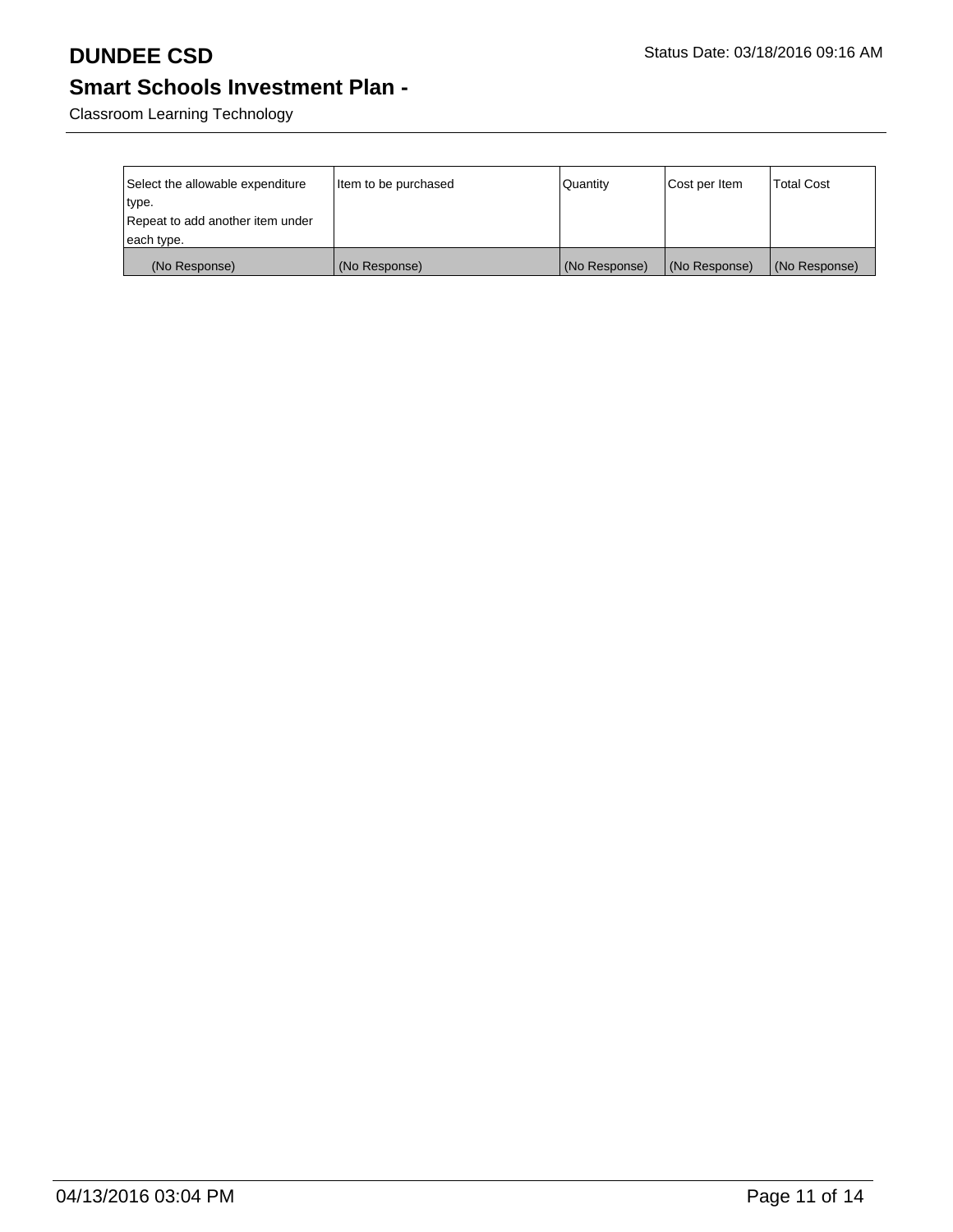# DUNDEE CSD

Status Date: 03/18/2016 09:16 AM

## Smart Schools Investment Plan -

Classroom Learning Technology

| Select the allowable expenditure type. Repeat to add another item under each type. | Item to be purchased | Quantity | Cost per Item | Total Cost |
|---|---|---|---|---|
| (No Response) | (No Response) | (No Response) | (No Response) | (No Response) |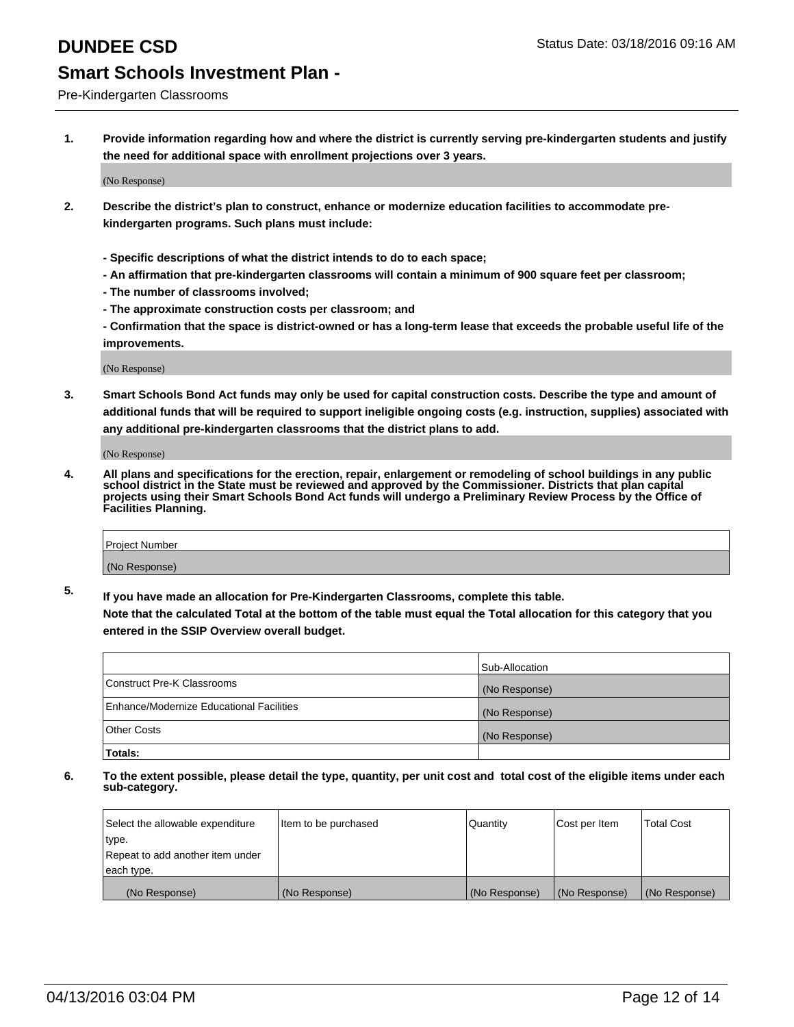# DUNDEE CSD

Status Date: 03/18/2016 09:16 AM

## Smart Schools Investment Plan -

Pre-Kindergarten Classrooms

**1. Provide information regarding how and where the district is currently serving pre-kindergarten students and justify the need for additional space with enrollment projections over 3 years.**

(No Response)

**2. Describe the district's plan to construct, enhance or modernize education facilities to accommodate pre-kindergarten programs. Such plans must include:**

**- Specific descriptions of what the district intends to do to each space;**
**- An affirmation that pre-kindergarten classrooms will contain a minimum of 900 square feet per classroom;**
**- The number of classrooms involved;**
**- The approximate construction costs per classroom; and**
**- Confirmation that the space is district-owned or has a long-term lease that exceeds the probable useful life of the improvements.**

(No Response)

**3. Smart Schools Bond Act funds may only be used for capital construction costs. Describe the type and amount of additional funds that will be required to support ineligible ongoing costs (e.g. instruction, supplies) associated with any additional pre-kindergarten classrooms that the district plans to add.**

(No Response)

**4. All plans and specifications for the erection, repair, enlargement or remodeling of school buildings in any public school district in the State must be reviewed and approved by the Commissioner. Districts that plan capital projects using their Smart Schools Bond Act funds will undergo a Preliminary Review Process by the Office of Facilities Planning.**

| Project Number |
|---|
| (No Response) |

**5. If you have made an allocation for Pre-Kindergarten Classrooms, complete this table.**
**Note that the calculated Total at the bottom of the table must equal the Total allocation for this category that you entered in the SSIP Overview overall budget.**

| | Sub-Allocation |
|---|---|
| Construct Pre-K Classrooms | (No Response) |
| Enhance/Modernize Educational Facilities | (No Response) |
| Other Costs | (No Response) |
| **Totals:** | |

**6. To the extent possible, please detail the type, quantity, per unit cost and total cost of the eligible items under each sub-category.**

| Select the allowable expenditure type. Repeat to add another item under each type. | Item to be purchased | Quantity | Cost per Item | Total Cost |
|---|---|---|---|---|
| (No Response) | (No Response) | (No Response) | (No Response) | (No Response) |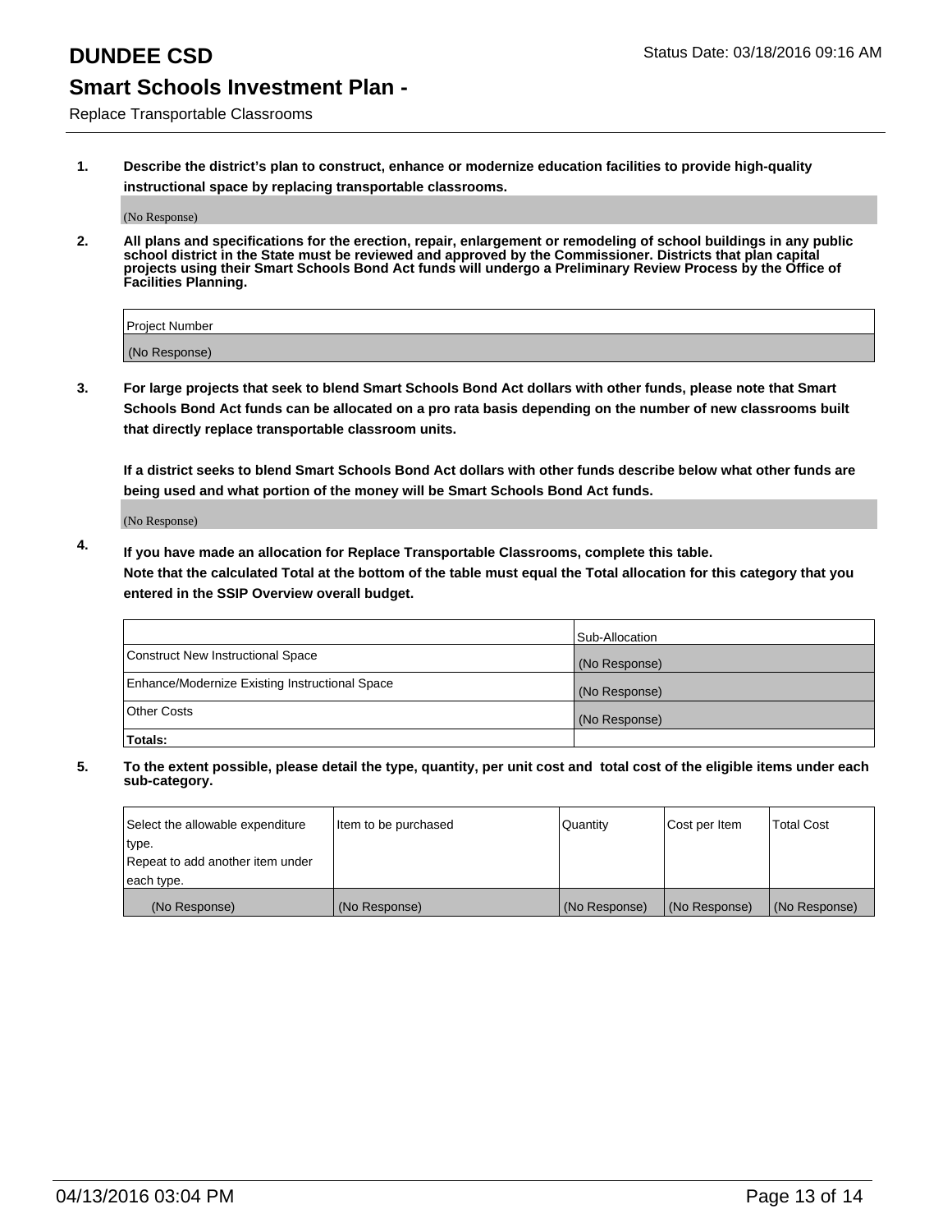# DUNDEE CSD

Status Date: 03/18/2016 09:16 AM

## Smart Schools Investment Plan -

Replace Transportable Classrooms

1. **Describe the district's plan to construct, enhance or modernize education facilities to provide high-quality instructional space by replacing transportable classrooms.**

(No Response)

2. **All plans and specifications for the erection, repair, enlargement or remodeling of school buildings in any public school district in the State must be reviewed and approved by the Commissioner. Districts that plan capital projects using their Smart Schools Bond Act funds will undergo a Preliminary Review Process by the Office of Facilities Planning.**

| Project Number |
|---|
| (No Response) |

3. **For large projects that seek to blend Smart Schools Bond Act dollars with other funds, please note that Smart Schools Bond Act funds can be allocated on a pro rata basis depending on the number of new classrooms built that directly replace transportable classroom units.**

**If a district seeks to blend Smart Schools Bond Act dollars with other funds describe below what other funds are being used and what portion of the money will be Smart Schools Bond Act funds.**

(No Response)

4. **If you have made an allocation for Replace Transportable Classrooms, complete this table.**
**Note that the calculated Total at the bottom of the table must equal the Total allocation for this category that you entered in the SSIP Overview overall budget.**

| | Sub-Allocation |
|---|---|
| Construct New Instructional Space | (No Response) |
| Enhance/Modernize Existing Instructional Space | (No Response) |
| Other Costs | (No Response) |
| **Totals:** | |

5. **To the extent possible, please detail the type, quantity, per unit cost and total cost of the eligible items under each sub-category.**

| Select the allowable expenditure type. Repeat to add another item under each type. | Item to be purchased | Quantity | Cost per Item | Total Cost |
|---|---|---|---|---|
| (No Response) | (No Response) | (No Response) | (No Response) | (No Response) |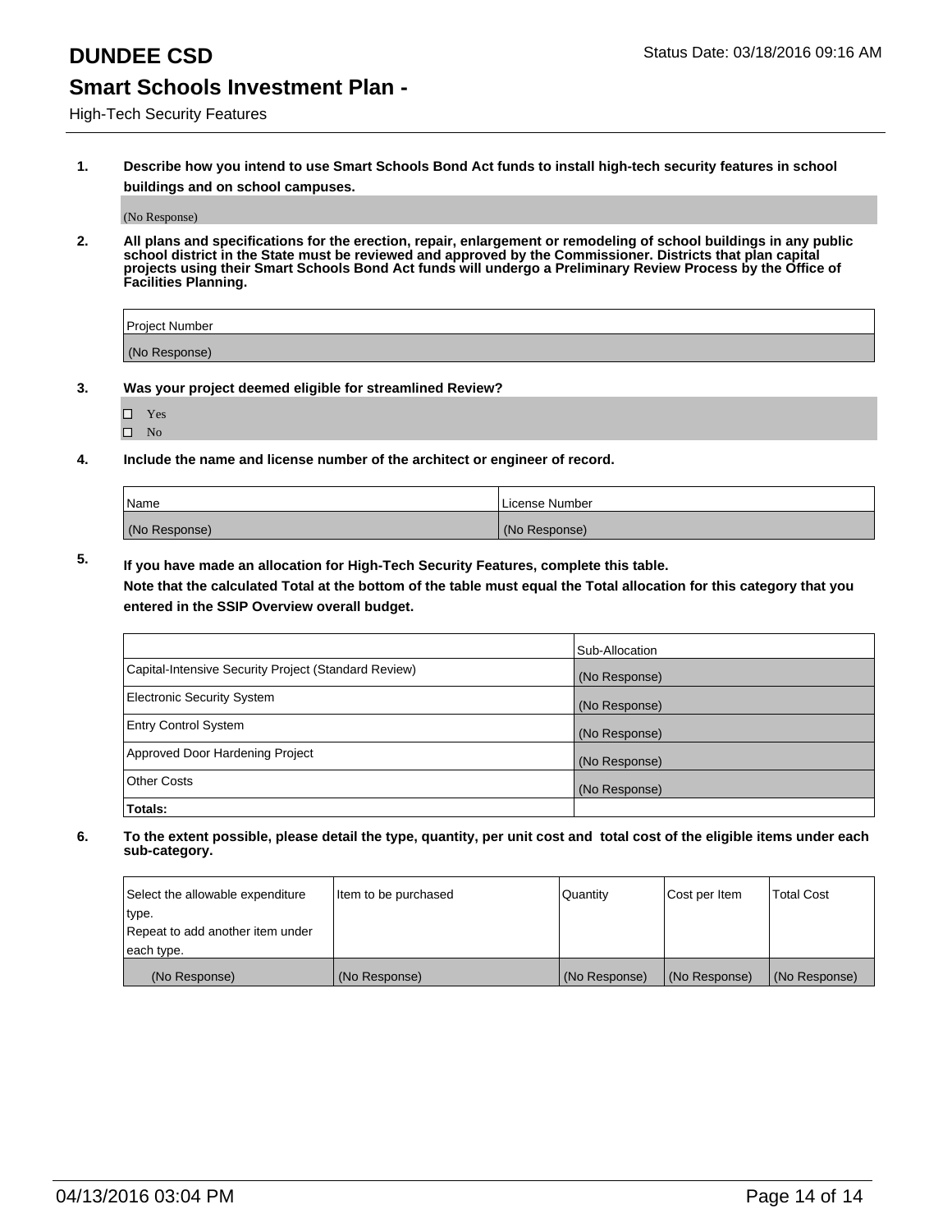# DUNDEE CSD

Status Date: 03/18/2016 09:16 AM

## Smart Schools Investment Plan -

High-Tech Security Features

**1. Describe how you intend to use Smart Schools Bond Act funds to install high-tech security features in school buildings and on school campuses.**

(No Response)

**2. All plans and specifications for the erection, repair, enlargement or remodeling of school buildings in any public school district in the State must be reviewed and approved by the Commissioner. Districts that plan capital projects using their Smart Schools Bond Act funds will undergo a Preliminary Review Process by the Office of Facilities Planning.**

| Project Number |
|---|
| (No Response) |

**3. Was your project deemed eligible for streamlined Review?**

- ☐ Yes
- ☐ No

**4. Include the name and license number of the architect or engineer of record.**

| Name | License Number |
|---|---|
| (No Response) | (No Response) |

**5. If you have made an allocation for High-Tech Security Features, complete this table.**
**Note that the calculated Total at the bottom of the table must equal the Total allocation for this category that you entered in the SSIP Overview overall budget.**

| | Sub-Allocation |
|---|---|
| Capital-Intensive Security Project (Standard Review) | (No Response) |
| Electronic Security System | (No Response) |
| Entry Control System | (No Response) |
| Approved Door Hardening Project | (No Response) |
| Other Costs | (No Response) |
| **Totals:** | |

**6. To the extent possible, please detail the type, quantity, per unit cost and total cost of the eligible items under each sub-category.**

| Select the allowable expenditure type. Repeat to add another item under each type. | Item to be purchased | Quantity | Cost per Item | Total Cost |
|---|---|---|---|---|
| (No Response) | (No Response) | (No Response) | (No Response) | (No Response) |